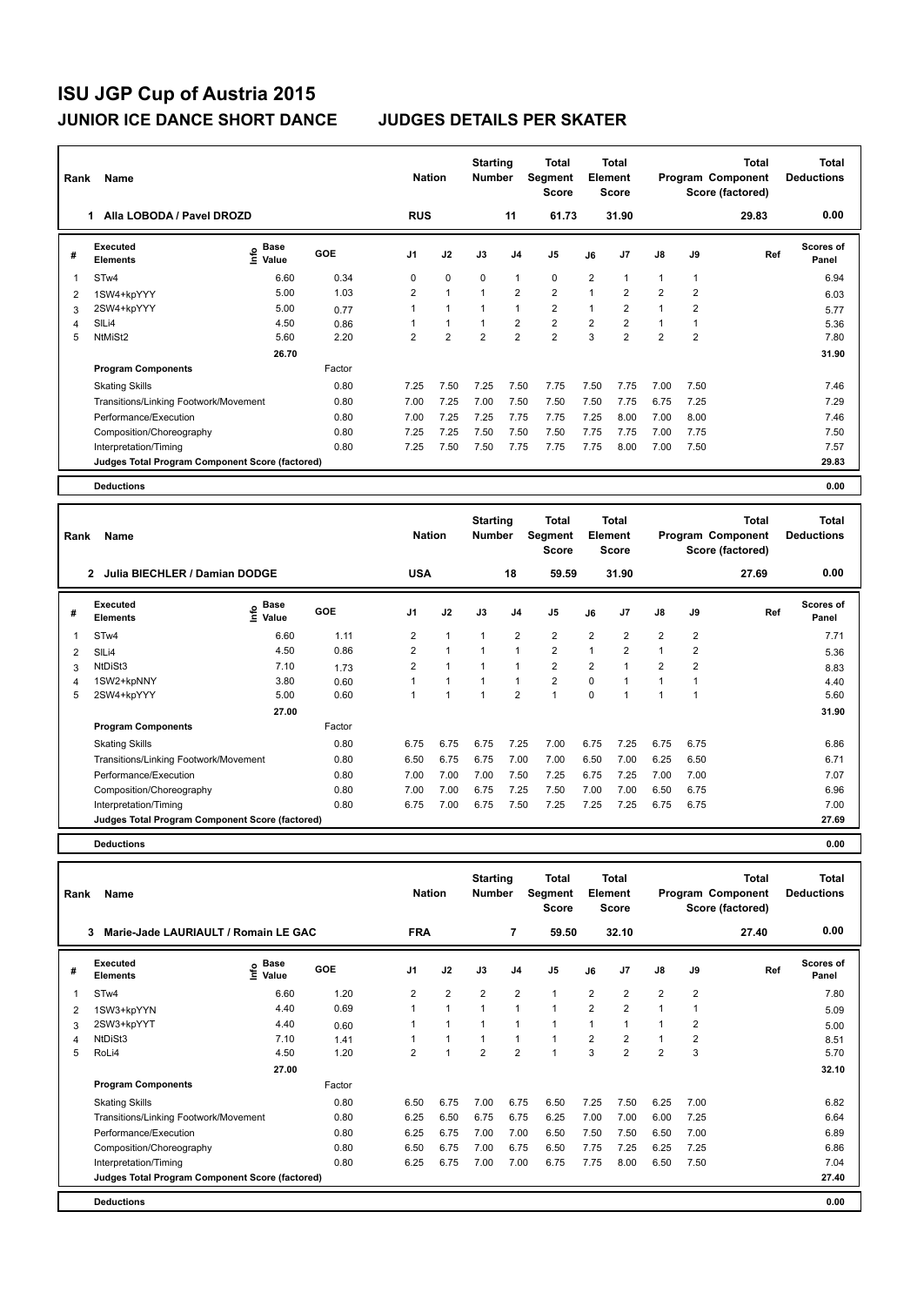# ISU JGP Cup of Austria 2015

## JUNIOR ICE DANCE SHORT DANCE — JUDGES DETAILS PER SKATER

| Rank | Name | Nation | Starting Number | Total Segment Score | Total Element Score | Total Program Component Score (factored) | Total Deductions |
|---|---|---|---|---|---|---|---|
| 1 | Alla LOBODA / Pavel DROZD | RUS | 11 | 61.73 | 31.90 | 29.83 | 0.00 |

| # | Executed Elements | Info | Base Value | GOE | J1 | J2 | J3 | J4 | J5 | J6 | J7 | J8 | J9 | Ref | Scores of Panel |
|---|---|---|---|---|---|---|---|---|---|---|---|---|---|---|---|
| 1 | STw4 | | 6.60 | 0.34 | 0 | 0 | 0 | 1 | 0 | 2 | 1 | 1 | 1 | | 6.94 |
| 2 | 1SW4+kpYYY | | 5.00 | 1.03 | 2 | 1 | 1 | 2 | 2 | 1 | 2 | 2 | 2 | | 6.03 |
| 3 | 2SW4+kpYYY | | 5.00 | 0.77 | 1 | 1 | 1 | 1 | 2 | 1 | 2 | 1 | 2 | | 5.77 |
| 4 | SlLi4 | | 4.50 | 0.86 | 1 | 1 | 1 | 2 | 2 | 2 | 2 | 1 | 1 | | 5.36 |
| 5 | NtMiSt2 | | 5.60 | 2.20 | 2 | 2 | 2 | 2 | 2 | 3 | 2 | 2 | 2 | | 7.80 |
| | | | 26.70 | | | | | | | | | | | | 31.90 |
| | **Program Components** | | | Factor | | | | | | | | | | | |
| | Skating Skills | | | 0.80 | 7.25 | 7.50 | 7.25 | 7.50 | 7.75 | 7.50 | 7.75 | 7.00 | 7.50 | | 7.46 |
| | Transitions/Linking Footwork/Movement | | | 0.80 | 7.00 | 7.25 | 7.00 | 7.50 | 7.50 | 7.50 | 7.75 | 6.75 | 7.25 | | 7.29 |
| | Performance/Execution | | | 0.80 | 7.00 | 7.25 | 7.25 | 7.75 | 7.75 | 7.25 | 8.00 | 7.00 | 8.00 | | 7.46 |
| | Composition/Choreography | | | 0.80 | 7.25 | 7.25 | 7.50 | 7.50 | 7.50 | 7.75 | 7.75 | 7.00 | 7.75 | | 7.50 |
| | Interpretation/Timing | | | 0.80 | 7.25 | 7.50 | 7.50 | 7.75 | 7.75 | 7.75 | 8.00 | 7.00 | 7.50 | | 7.57 |
| | Judges Total Program Component Score (factored) | | | | | | | | | | | | | | 29.83 |
| | **Deductions** | | | | | | | | | | | | | | 0.00 |

| Rank | Name | Nation | Starting Number | Total Segment Score | Total Element Score | Total Program Component Score (factored) | Total Deductions |
|---|---|---|---|---|---|---|---|
| 2 | Julia BIECHLER / Damian DODGE | USA | 18 | 59.59 | 31.90 | 27.69 | 0.00 |

| # | Executed Elements | Info | Base Value | GOE | J1 | J2 | J3 | J4 | J5 | J6 | J7 | J8 | J9 | Ref | Scores of Panel |
|---|---|---|---|---|---|---|---|---|---|---|---|---|---|---|---|
| 1 | STw4 | | 6.60 | 1.11 | 2 | 1 | 1 | 2 | 2 | 2 | 2 | 2 | 2 | | 7.71 |
| 2 | SlLi4 | | 4.50 | 0.86 | 2 | 1 | 1 | 1 | 2 | 1 | 2 | 1 | 2 | | 5.36 |
| 3 | NtDiSt3 | | 7.10 | 1.73 | 2 | 1 | 1 | 1 | 2 | 2 | 1 | 2 | 2 | | 8.83 |
| 4 | 1SW2+kpNNY | | 3.80 | 0.60 | 1 | 1 | 1 | 1 | 2 | 0 | 1 | 1 | 1 | | 4.40 |
| 5 | 2SW4+kpYYY | | 5.00 | 0.60 | 1 | 1 | 1 | 2 | 1 | 0 | 1 | 1 | 1 | | 5.60 |
| | | | 27.00 | | | | | | | | | | | | 31.90 |
| | **Program Components** | | | Factor | | | | | | | | | | | |
| | Skating Skills | | | 0.80 | 6.75 | 6.75 | 6.75 | 7.25 | 7.00 | 6.75 | 7.25 | 6.75 | 6.75 | | 6.86 |
| | Transitions/Linking Footwork/Movement | | | 0.80 | 6.50 | 6.75 | 6.75 | 7.00 | 7.00 | 6.50 | 7.00 | 6.25 | 6.50 | | 6.71 |
| | Performance/Execution | | | 0.80 | 7.00 | 7.00 | 7.00 | 7.50 | 7.25 | 6.75 | 7.25 | 7.00 | 7.00 | | 7.07 |
| | Composition/Choreography | | | 0.80 | 7.00 | 7.00 | 6.75 | 7.25 | 7.50 | 7.00 | 7.00 | 6.50 | 6.75 | | 6.96 |
| | Interpretation/Timing | | | 0.80 | 6.75 | 7.00 | 6.75 | 7.50 | 7.25 | 7.25 | 7.25 | 6.75 | 6.75 | | 7.00 |
| | Judges Total Program Component Score (factored) | | | | | | | | | | | | | | 27.69 |
| | **Deductions** | | | | | | | | | | | | | | 0.00 |

| Rank | Name | Nation | Starting Number | Total Segment Score | Total Element Score | Total Program Component Score (factored) | Total Deductions |
|---|---|---|---|---|---|---|---|
| 3 | Marie-Jade LAURIAULT / Romain LE GAC | FRA | 7 | 59.50 | 32.10 | 27.40 | 0.00 |

| # | Executed Elements | Info | Base Value | GOE | J1 | J2 | J3 | J4 | J5 | J6 | J7 | J8 | J9 | Ref | Scores of Panel |
|---|---|---|---|---|---|---|---|---|---|---|---|---|---|---|---|
| 1 | STw4 | | 6.60 | 1.20 | 2 | 2 | 2 | 2 | 1 | 2 | 2 | 2 | 2 | | 7.80 |
| 2 | 1SW3+kpYYN | | 4.40 | 0.69 | 1 | 1 | 1 | 1 | 1 | 2 | 2 | 1 | 1 | | 5.09 |
| 3 | 2SW3+kpYYT | | 4.40 | 0.60 | 1 | 1 | 1 | 1 | 1 | 1 | 1 | 1 | 2 | | 5.00 |
| 4 | NtDiSt3 | | 7.10 | 1.41 | 1 | 1 | 1 | 1 | 1 | 2 | 2 | 1 | 2 | | 8.51 |
| 5 | RoLi4 | | 4.50 | 1.20 | 2 | 1 | 2 | 2 | 1 | 3 | 2 | 2 | 3 | | 5.70 |
| | | | 27.00 | | | | | | | | | | | | 32.10 |
| | **Program Components** | | | Factor | | | | | | | | | | | |
| | Skating Skills | | | 0.80 | 6.50 | 6.75 | 7.00 | 6.75 | 6.50 | 7.25 | 7.50 | 6.25 | 7.00 | | 6.82 |
| | Transitions/Linking Footwork/Movement | | | 0.80 | 6.25 | 6.50 | 6.75 | 6.75 | 6.25 | 7.00 | 7.00 | 6.00 | 7.25 | | 6.64 |
| | Performance/Execution | | | 0.80 | 6.25 | 6.75 | 7.00 | 7.00 | 6.50 | 7.50 | 7.50 | 6.50 | 7.00 | | 6.89 |
| | Composition/Choreography | | | 0.80 | 6.50 | 6.75 | 7.00 | 6.75 | 6.50 | 7.75 | 7.25 | 6.25 | 7.25 | | 6.86 |
| | Interpretation/Timing | | | 0.80 | 6.25 | 6.75 | 7.00 | 7.00 | 6.75 | 7.75 | 8.00 | 6.50 | 7.50 | | 7.04 |
| | Judges Total Program Component Score (factored) | | | | | | | | | | | | | | 27.40 |
| | **Deductions** | | | | | | | | | | | | | | 0.00 |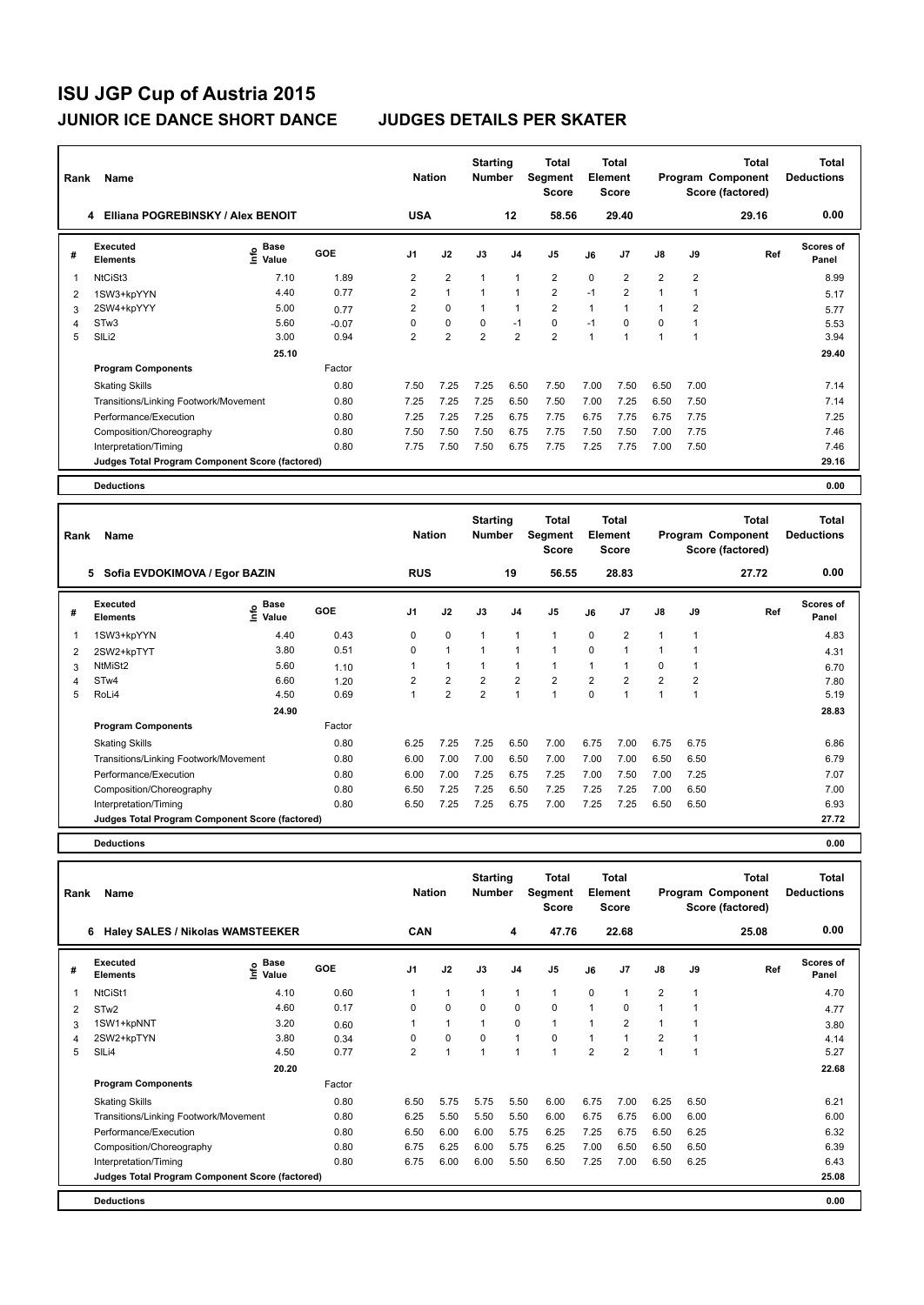# ISU JGP Cup of Austria 2015

## JUNIOR ICE DANCE SHORT DANCE — JUDGES DETAILS PER SKATER

| Rank | Name | Nation | Starting Number | Total Segment Score | Total Element Score | Total Program Component Score (factored) | Total Deductions |
|---|---|---|---|---|---|---|---|
| 4 | Elliana POGREBINSKY / Alex BENOIT | USA | 12 | 58.56 | 29.40 | 29.16 | 0.00 |

| # | Executed Elements | Info | Base Value | GOE | J1 | J2 | J3 | J4 | J5 | J6 | J7 | J8 | J9 | Ref | Scores of Panel |
|---|---|---|---|---|---|---|---|---|---|---|---|---|---|---|---|
| 1 | NtCiSt3 | | 7.10 | 1.89 | 2 | 2 | 1 | 1 | 2 | 0 | 2 | 2 | 2 | | 8.99 |
| 2 | 1SW3+kpYYN | | 4.40 | 0.77 | 2 | 1 | 1 | 1 | 2 | -1 | 2 | 1 | 1 | | 5.17 |
| 3 | 2SW4+kpYYY | | 5.00 | 0.77 | 2 | 0 | 1 | 1 | 2 | 1 | 1 | 1 | 2 | | 5.77 |
| 4 | STw3 | | 5.60 | -0.07 | 0 | 0 | 0 | -1 | 0 | -1 | 0 | 0 | 1 | | 5.53 |
| 5 | SlLi2 | | 3.00 | 0.94 | 2 | 2 | 2 | 2 | 2 | 1 | 1 | 1 | 1 | | 3.94 |
| | | | 25.10 | | | | | | | | | | | | 29.40 |

| Program Components | Factor | J1 | J2 | J3 | J4 | J5 | J6 | J7 | J8 | J9 | Scores of Panel |
|---|---|---|---|---|---|---|---|---|---|---|---|
| Skating Skills | 0.80 | 7.50 | 7.25 | 7.25 | 6.50 | 7.50 | 7.00 | 7.50 | 6.50 | 7.00 | 7.14 |
| Transitions/Linking Footwork/Movement | 0.80 | 7.25 | 7.25 | 7.25 | 6.50 | 7.50 | 7.00 | 7.25 | 6.50 | 7.50 | 7.14 |
| Performance/Execution | 0.80 | 7.25 | 7.25 | 7.25 | 6.75 | 7.75 | 6.75 | 7.75 | 6.75 | 7.75 | 7.25 |
| Composition/Choreography | 0.80 | 7.50 | 7.50 | 7.50 | 6.75 | 7.75 | 7.50 | 7.50 | 7.00 | 7.75 | 7.46 |
| Interpretation/Timing | 0.80 | 7.75 | 7.50 | 7.50 | 6.75 | 7.75 | 7.25 | 7.75 | 7.00 | 7.50 | 7.46 |
| Judges Total Program Component Score (factored) | | | | | | | | | | | 29.16 |

**Deductions** 0.00

| Rank | Name | Nation | Starting Number | Total Segment Score | Total Element Score | Total Program Component Score (factored) | Total Deductions |
|---|---|---|---|---|---|---|---|
| 5 | Sofia EVDOKIMOVA / Egor BAZIN | RUS | 19 | 56.55 | 28.83 | 27.72 | 0.00 |

| # | Executed Elements | Info | Base Value | GOE | J1 | J2 | J3 | J4 | J5 | J6 | J7 | J8 | J9 | Ref | Scores of Panel |
|---|---|---|---|---|---|---|---|---|---|---|---|---|---|---|---|
| 1 | 1SW3+kpYYN | | 4.40 | 0.43 | 0 | 0 | 1 | 1 | 1 | 0 | 2 | 1 | 1 | | 4.83 |
| 2 | 2SW2+kpTYT | | 3.80 | 0.51 | 0 | 1 | 1 | 1 | 1 | 0 | 1 | 1 | 1 | | 4.31 |
| 3 | NtMiSt2 | | 5.60 | 1.10 | 1 | 1 | 1 | 1 | 1 | 1 | 1 | 0 | 1 | | 6.70 |
| 4 | STw4 | | 6.60 | 1.20 | 2 | 2 | 2 | 2 | 2 | 2 | 2 | 2 | 2 | | 7.80 |
| 5 | RoLi4 | | 4.50 | 0.69 | 1 | 2 | 2 | 1 | 1 | 0 | 1 | 1 | 1 | | 5.19 |
| | | | 24.90 | | | | | | | | | | | | 28.83 |

| Program Components | Factor | J1 | J2 | J3 | J4 | J5 | J6 | J7 | J8 | J9 | Scores of Panel |
|---|---|---|---|---|---|---|---|---|---|---|---|
| Skating Skills | 0.80 | 6.25 | 7.25 | 7.25 | 6.50 | 7.00 | 6.75 | 7.00 | 6.75 | 6.75 | 6.86 |
| Transitions/Linking Footwork/Movement | 0.80 | 6.00 | 7.00 | 7.00 | 6.50 | 7.00 | 7.00 | 7.00 | 6.50 | 6.50 | 6.79 |
| Performance/Execution | 0.80 | 6.00 | 7.00 | 7.25 | 6.75 | 7.25 | 7.00 | 7.50 | 7.00 | 7.25 | 7.07 |
| Composition/Choreography | 0.80 | 6.50 | 7.25 | 7.25 | 6.50 | 7.25 | 7.25 | 7.25 | 7.00 | 6.50 | 7.00 |
| Interpretation/Timing | 0.80 | 6.50 | 7.25 | 7.25 | 6.75 | 7.00 | 7.25 | 7.25 | 6.50 | 6.50 | 6.93 |
| Judges Total Program Component Score (factored) | | | | | | | | | | | 27.72 |

**Deductions** 0.00

| Rank | Name | Nation | Starting Number | Total Segment Score | Total Element Score | Total Program Component Score (factored) | Total Deductions |
|---|---|---|---|---|---|---|---|
| 6 | Haley SALES / Nikolas WAMSTEEKER | CAN | 4 | 47.76 | 22.68 | 25.08 | 0.00 |

| # | Executed Elements | Info | Base Value | GOE | J1 | J2 | J3 | J4 | J5 | J6 | J7 | J8 | J9 | Ref | Scores of Panel |
|---|---|---|---|---|---|---|---|---|---|---|---|---|---|---|---|
| 1 | NtCiSt1 | | 4.10 | 0.60 | 1 | 1 | 1 | 1 | 1 | 0 | 1 | 2 | 1 | | 4.70 |
| 2 | STw2 | | 4.60 | 0.17 | 0 | 0 | 0 | 0 | 0 | 1 | 0 | 1 | 1 | | 4.77 |
| 3 | 1SW1+kpNNT | | 3.20 | 0.60 | 1 | 1 | 1 | 0 | 1 | 1 | 2 | 1 | 1 | | 3.80 |
| 4 | 2SW2+kpTYN | | 3.80 | 0.34 | 0 | 0 | 0 | 1 | 0 | 1 | 1 | 2 | 1 | | 4.14 |
| 5 | SlLi4 | | 4.50 | 0.77 | 2 | 1 | 1 | 1 | 1 | 2 | 2 | 1 | 1 | | 5.27 |
| | | | 20.20 | | | | | | | | | | | | 22.68 |

| Program Components | Factor | J1 | J2 | J3 | J4 | J5 | J6 | J7 | J8 | J9 | Scores of Panel |
|---|---|---|---|---|---|---|---|---|---|---|---|
| Skating Skills | 0.80 | 6.50 | 5.75 | 5.75 | 5.50 | 6.00 | 6.75 | 7.00 | 6.25 | 6.50 | 6.21 |
| Transitions/Linking Footwork/Movement | 0.80 | 6.25 | 5.50 | 5.50 | 5.50 | 6.00 | 6.75 | 6.75 | 6.00 | 6.00 | 6.00 |
| Performance/Execution | 0.80 | 6.50 | 6.00 | 6.00 | 5.75 | 6.25 | 7.25 | 6.75 | 6.50 | 6.25 | 6.32 |
| Composition/Choreography | 0.80 | 6.75 | 6.25 | 6.00 | 5.75 | 6.25 | 7.00 | 6.50 | 6.50 | 6.50 | 6.39 |
| Interpretation/Timing | 0.80 | 6.75 | 6.00 | 6.00 | 5.50 | 6.50 | 7.25 | 7.00 | 6.50 | 6.25 | 6.43 |
| Judges Total Program Component Score (factored) | | | | | | | | | | | 25.08 |

**Deductions** 0.00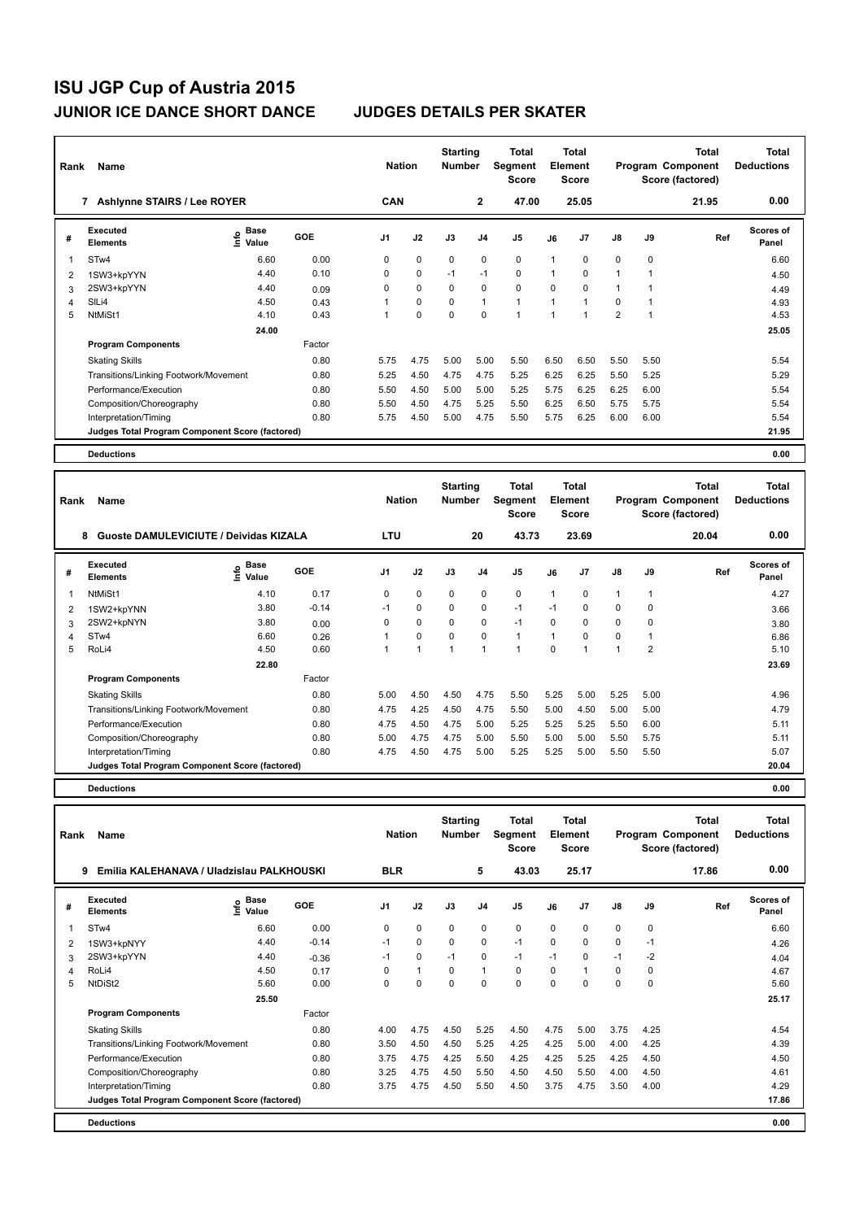# ISU JGP Cup of Austria 2015

## JUNIOR ICE DANCE SHORT DANCE — JUDGES DETAILS PER SKATER

| Rank | Name | Nation | Starting Number | Total Segment Score | Total Element Score | Total Program Component Score (factored) | Total Deductions |
|---|---|---|---|---|---|---|---|
| 7 | Ashlynne STAIRS / Lee ROYER | CAN | 2 | 47.00 | 25.05 | 21.95 | 0.00 |

| # | Executed Elements | Info | Base Value | GOE | J1 | J2 | J3 | J4 | J5 | J6 | J7 | J8 | J9 | Ref | Scores of Panel |
|---|---|---|---|---|---|---|---|---|---|---|---|---|---|---|---|
| 1 | STw4 | | 6.60 | 0.00 | 0 | 0 | 0 | 0 | 0 | 1 | 0 | 0 | 0 | | 6.60 |
| 2 | 1SW3+kpYYN | | 4.40 | 0.10 | 0 | 0 | -1 | -1 | 0 | 1 | 0 | 1 | 1 | | 4.50 |
| 3 | 2SW3+kpYYN | | 4.40 | 0.09 | 0 | 0 | 0 | 0 | 0 | 0 | 0 | 1 | 1 | | 4.49 |
| 4 | SlLi4 | | 4.50 | 0.43 | 1 | 0 | 0 | 1 | 1 | 1 | 1 | 0 | 1 | | 4.93 |
| 5 | NtMiSt1 | | 4.10 | 0.43 | 1 | 0 | 0 | 0 | 1 | 1 | 1 | 2 | 1 | | 4.53 |
| | | | 24.00 | | | | | | | | | | | | 25.05 |

| Program Components | Factor | J1 | J2 | J3 | J4 | J5 | J6 | J7 | J8 | J9 | Scores of Panel |
|---|---|---|---|---|---|---|---|---|---|---|---|
| Skating Skills | 0.80 | 5.75 | 4.75 | 5.00 | 5.00 | 5.50 | 6.50 | 6.50 | 5.50 | 5.50 | 5.54 |
| Transitions/Linking Footwork/Movement | 0.80 | 5.25 | 4.50 | 4.75 | 4.75 | 5.25 | 6.25 | 6.25 | 5.50 | 5.25 | 5.29 |
| Performance/Execution | 0.80 | 5.50 | 4.50 | 5.00 | 5.00 | 5.25 | 5.75 | 6.25 | 6.25 | 6.00 | 5.54 |
| Composition/Choreography | 0.80 | 5.50 | 4.50 | 4.75 | 5.25 | 5.50 | 6.25 | 6.50 | 5.75 | 5.75 | 5.54 |
| Interpretation/Timing | 0.80 | 5.75 | 4.50 | 5.00 | 4.75 | 5.50 | 5.75 | 6.25 | 6.00 | 6.00 | 5.54 |
| Judges Total Program Component Score (factored) | | | | | | | | | | | 21.95 |

**Deductions** 0.00

| Rank | Name | Nation | Starting Number | Total Segment Score | Total Element Score | Total Program Component Score (factored) | Total Deductions |
|---|---|---|---|---|---|---|---|
| 8 | Guoste DAMULEVICIUTE / Deividas KIZALA | LTU | 20 | 43.73 | 23.69 | 20.04 | 0.00 |

| # | Executed Elements | Info | Base Value | GOE | J1 | J2 | J3 | J4 | J5 | J6 | J7 | J8 | J9 | Ref | Scores of Panel |
|---|---|---|---|---|---|---|---|---|---|---|---|---|---|---|---|
| 1 | NtMiSt1 | | 4.10 | 0.17 | 0 | 0 | 0 | 0 | 0 | 1 | 0 | 1 | 1 | | 4.27 |
| 2 | 1SW2+kpYNN | | 3.80 | -0.14 | -1 | 0 | 0 | 0 | -1 | -1 | 0 | 0 | 0 | | 3.66 |
| 3 | 2SW2+kpNYN | | 3.80 | 0.00 | 0 | 0 | 0 | 0 | -1 | 0 | 0 | 0 | 0 | | 3.80 |
| 4 | STw4 | | 6.60 | 0.26 | 1 | 0 | 0 | 0 | 1 | 1 | 0 | 0 | 1 | | 6.86 |
| 5 | RoLi4 | | 4.50 | 0.60 | 1 | 1 | 1 | 1 | 1 | 0 | 1 | 1 | 2 | | 5.10 |
| | | | 22.80 | | | | | | | | | | | | 23.69 |

| Program Components | Factor | J1 | J2 | J3 | J4 | J5 | J6 | J7 | J8 | J9 | Scores of Panel |
|---|---|---|---|---|---|---|---|---|---|---|---|
| Skating Skills | 0.80 | 5.00 | 4.50 | 4.50 | 4.75 | 5.50 | 5.25 | 5.00 | 5.25 | 5.00 | 4.96 |
| Transitions/Linking Footwork/Movement | 0.80 | 4.75 | 4.25 | 4.50 | 4.75 | 5.50 | 5.00 | 4.50 | 5.00 | 5.00 | 4.79 |
| Performance/Execution | 0.80 | 4.75 | 4.50 | 4.75 | 5.00 | 5.25 | 5.25 | 5.25 | 5.50 | 6.00 | 5.11 |
| Composition/Choreography | 0.80 | 5.00 | 4.75 | 4.75 | 5.00 | 5.50 | 5.00 | 5.00 | 5.50 | 5.75 | 5.11 |
| Interpretation/Timing | 0.80 | 4.75 | 4.50 | 4.75 | 5.00 | 5.25 | 5.25 | 5.00 | 5.50 | 5.50 | 5.07 |
| Judges Total Program Component Score (factored) | | | | | | | | | | | 20.04 |

**Deductions** 0.00

| Rank | Name | Nation | Starting Number | Total Segment Score | Total Element Score | Total Program Component Score (factored) | Total Deductions |
|---|---|---|---|---|---|---|---|
| 9 | Emilia KALEHANAVA / Uladzislau PALKHOUSKI | BLR | 5 | 43.03 | 25.17 | 17.86 | 0.00 |

| # | Executed Elements | Info | Base Value | GOE | J1 | J2 | J3 | J4 | J5 | J6 | J7 | J8 | J9 | Ref | Scores of Panel |
|---|---|---|---|---|---|---|---|---|---|---|---|---|---|---|---|
| 1 | STw4 | | 6.60 | 0.00 | 0 | 0 | 0 | 0 | 0 | 0 | 0 | 0 | 0 | | 6.60 |
| 2 | 1SW3+kpNYY | | 4.40 | -0.14 | -1 | 0 | 0 | 0 | -1 | 0 | 0 | 0 | -1 | | 4.26 |
| 3 | 2SW3+kpYYN | | 4.40 | -0.36 | -1 | 0 | -1 | 0 | -1 | -1 | 0 | -1 | -2 | | 4.04 |
| 4 | RoLi4 | | 4.50 | 0.17 | 0 | 1 | 0 | 1 | 0 | 0 | 1 | 0 | 0 | | 4.67 |
| 5 | NtDiSt2 | | 5.60 | 0.00 | 0 | 0 | 0 | 0 | 0 | 0 | 0 | 0 | 0 | | 5.60 |
| | | | 25.50 | | | | | | | | | | | | 25.17 |

| Program Components | Factor | J1 | J2 | J3 | J4 | J5 | J6 | J7 | J8 | J9 | Scores of Panel |
|---|---|---|---|---|---|---|---|---|---|---|---|
| Skating Skills | 0.80 | 4.00 | 4.75 | 4.50 | 5.25 | 4.50 | 4.75 | 5.00 | 3.75 | 4.25 | 4.54 |
| Transitions/Linking Footwork/Movement | 0.80 | 3.50 | 4.50 | 4.50 | 5.25 | 4.25 | 4.25 | 5.00 | 4.00 | 4.25 | 4.39 |
| Performance/Execution | 0.80 | 3.75 | 4.75 | 4.25 | 5.50 | 4.25 | 4.25 | 5.25 | 4.25 | 4.50 | 4.50 |
| Composition/Choreography | 0.80 | 3.25 | 4.75 | 4.50 | 5.50 | 4.50 | 4.50 | 5.50 | 4.00 | 4.50 | 4.61 |
| Interpretation/Timing | 0.80 | 3.75 | 4.75 | 4.50 | 5.50 | 4.50 | 3.75 | 4.75 | 3.50 | 4.00 | 4.29 |
| Judges Total Program Component Score (factored) | | | | | | | | | | | 17.86 |

**Deductions** 0.00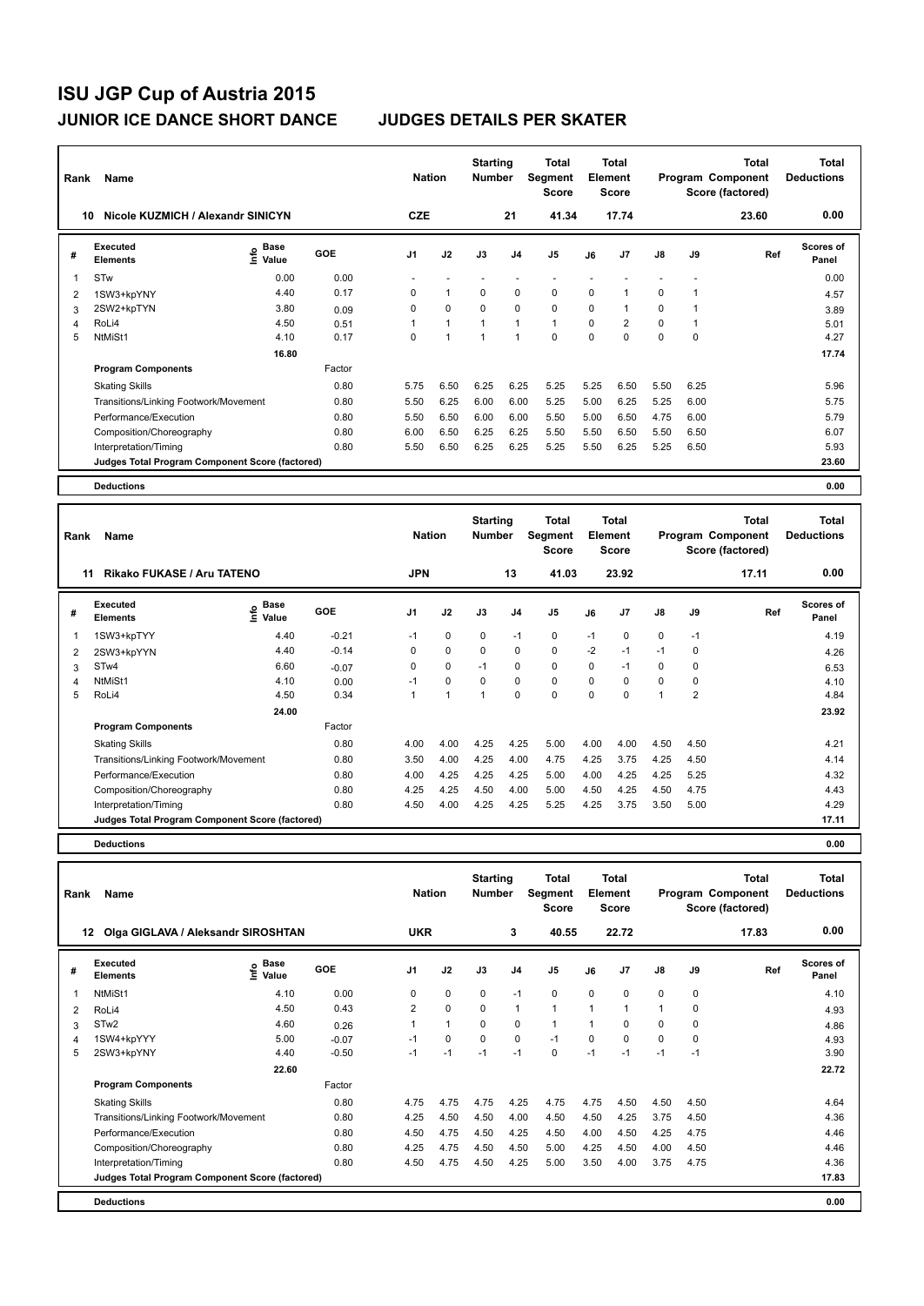# ISU JGP Cup of Austria 2015

## JUNIOR ICE DANCE SHORT DANCE — JUDGES DETAILS PER SKATER

| Rank | Name | Nation | Starting Number | Total Segment Score | Total Element Score | Total Program Component Score (factored) | Total Deductions |
|---|---|---|---|---|---|---|---|
| 10 | Nicole KUZMICH / Alexandr SINICYN | CZE | 21 | 41.34 | 17.74 | 23.60 | 0.00 |

| # | Executed Elements | Info | Base Value | GOE | J1 | J2 | J3 | J4 | J5 | J6 | J7 | J8 | J9 | Ref | Scores of Panel |
|---|---|---|---|---|---|---|---|---|---|---|---|---|---|---|---|
| 1 | STw | | 0.00 | 0.00 | - | - | - | - | - | - | - | - | - | | 0.00 |
| 2 | 1SW3+kpYNY | | 4.40 | 0.17 | 0 | 1 | 0 | 0 | 0 | 0 | 1 | 0 | 1 | | 4.57 |
| 3 | 2SW2+kpTYN | | 3.80 | 0.09 | 0 | 0 | 0 | 0 | 0 | 0 | 1 | 0 | 1 | | 3.89 |
| 4 | RoLi4 | | 4.50 | 0.51 | 1 | 1 | 1 | 1 | 1 | 0 | 2 | 0 | 1 | | 5.01 |
| 5 | NtMiSt1 | | 4.10 | 0.17 | 0 | 1 | 1 | 1 | 0 | 0 | 0 | 0 | 0 | | 4.27 |
| | | | 16.80 | | | | | | | | | | | | 17.74 |

| Program Components | Factor | J1 | J2 | J3 | J4 | J5 | J6 | J7 | J8 | J9 | Scores of Panel |
|---|---|---|---|---|---|---|---|---|---|---|---|
| Skating Skills | 0.80 | 5.75 | 6.50 | 6.25 | 6.25 | 5.25 | 5.25 | 6.50 | 5.50 | 6.25 | 5.96 |
| Transitions/Linking Footwork/Movement | 0.80 | 5.50 | 6.25 | 6.00 | 6.00 | 5.25 | 5.00 | 6.25 | 5.25 | 6.00 | 5.75 |
| Performance/Execution | 0.80 | 5.50 | 6.50 | 6.00 | 6.00 | 5.50 | 5.00 | 6.50 | 4.75 | 6.00 | 5.79 |
| Composition/Choreography | 0.80 | 6.00 | 6.50 | 6.25 | 6.25 | 5.50 | 5.50 | 6.50 | 5.50 | 6.50 | 6.07 |
| Interpretation/Timing | 0.80 | 5.50 | 6.50 | 6.25 | 6.25 | 5.25 | 5.50 | 6.25 | 5.25 | 6.50 | 5.93 |
| Judges Total Program Component Score (factored) | | | | | | | | | | | 23.60 |

**Deductions** 0.00

| Rank | Name | Nation | Starting Number | Total Segment Score | Total Element Score | Total Program Component Score (factored) | Total Deductions |
|---|---|---|---|---|---|---|---|
| 11 | Rikako FUKASE / Aru TATENO | JPN | 13 | 41.03 | 23.92 | 17.11 | 0.00 |

| # | Executed Elements | Info | Base Value | GOE | J1 | J2 | J3 | J4 | J5 | J6 | J7 | J8 | J9 | Ref | Scores of Panel |
|---|---|---|---|---|---|---|---|---|---|---|---|---|---|---|---|
| 1 | 1SW3+kpTYY | | 4.40 | -0.21 | -1 | 0 | 0 | -1 | 0 | -1 | 0 | 0 | -1 | | 4.19 |
| 2 | 2SW3+kpYYN | | 4.40 | -0.14 | 0 | 0 | 0 | 0 | 0 | -2 | -1 | -1 | 0 | | 4.26 |
| 3 | STw4 | | 6.60 | -0.07 | 0 | 0 | -1 | 0 | 0 | 0 | -1 | 0 | 0 | | 6.53 |
| 4 | NtMiSt1 | | 4.10 | 0.00 | -1 | 0 | 0 | 0 | 0 | 0 | 0 | 0 | 0 | | 4.10 |
| 5 | RoLi4 | | 4.50 | 0.34 | 1 | 1 | 1 | 0 | 0 | 0 | 0 | 1 | 2 | | 4.84 |
| | | | 24.00 | | | | | | | | | | | | 23.92 |

| Program Components | Factor | J1 | J2 | J3 | J4 | J5 | J6 | J7 | J8 | J9 | Scores of Panel |
|---|---|---|---|---|---|---|---|---|---|---|---|
| Skating Skills | 0.80 | 4.00 | 4.00 | 4.25 | 4.25 | 5.00 | 4.00 | 4.00 | 4.50 | 4.50 | 4.21 |
| Transitions/Linking Footwork/Movement | 0.80 | 3.50 | 4.00 | 4.25 | 4.00 | 4.75 | 4.25 | 3.75 | 4.25 | 4.50 | 4.14 |
| Performance/Execution | 0.80 | 4.00 | 4.25 | 4.25 | 4.25 | 5.00 | 4.00 | 4.25 | 4.25 | 5.25 | 4.32 |
| Composition/Choreography | 0.80 | 4.25 | 4.25 | 4.50 | 4.00 | 5.00 | 4.50 | 4.25 | 4.50 | 4.75 | 4.43 |
| Interpretation/Timing | 0.80 | 4.50 | 4.00 | 4.25 | 4.25 | 5.25 | 4.25 | 3.75 | 3.50 | 5.00 | 4.29 |
| Judges Total Program Component Score (factored) | | | | | | | | | | | 17.11 |

**Deductions** 0.00

| Rank | Name | Nation | Starting Number | Total Segment Score | Total Element Score | Total Program Component Score (factored) | Total Deductions |
|---|---|---|---|---|---|---|---|
| 12 | Olga GIGLAVA / Aleksandr SIROSHTAN | UKR | 3 | 40.55 | 22.72 | 17.83 | 0.00 |

| # | Executed Elements | Info | Base Value | GOE | J1 | J2 | J3 | J4 | J5 | J6 | J7 | J8 | J9 | Ref | Scores of Panel |
|---|---|---|---|---|---|---|---|---|---|---|---|---|---|---|---|
| 1 | NtMiSt1 | | 4.10 | 0.00 | 0 | 0 | 0 | -1 | 0 | 0 | 0 | 0 | 0 | | 4.10 |
| 2 | RoLi4 | | 4.50 | 0.43 | 2 | 0 | 0 | 1 | 1 | 1 | 1 | 1 | 0 | | 4.93 |
| 3 | STw2 | | 4.60 | 0.26 | 1 | 1 | 0 | 0 | 1 | 1 | 0 | 0 | 0 | | 4.86 |
| 4 | 1SW4+kpYYY | | 5.00 | -0.07 | -1 | 0 | 0 | 0 | -1 | 0 | 0 | 0 | 0 | | 4.93 |
| 5 | 2SW3+kpYNY | | 4.40 | -0.50 | -1 | -1 | -1 | -1 | 0 | -1 | -1 | -1 | -1 | | 3.90 |
| | | | 22.60 | | | | | | | | | | | | 22.72 |

| Program Components | Factor | J1 | J2 | J3 | J4 | J5 | J6 | J7 | J8 | J9 | Scores of Panel |
|---|---|---|---|---|---|---|---|---|---|---|---|
| Skating Skills | 0.80 | 4.75 | 4.75 | 4.75 | 4.25 | 4.75 | 4.75 | 4.50 | 4.50 | 4.50 | 4.64 |
| Transitions/Linking Footwork/Movement | 0.80 | 4.25 | 4.50 | 4.50 | 4.00 | 4.50 | 4.50 | 4.25 | 3.75 | 4.50 | 4.36 |
| Performance/Execution | 0.80 | 4.50 | 4.75 | 4.50 | 4.25 | 4.50 | 4.00 | 4.50 | 4.25 | 4.75 | 4.46 |
| Composition/Choreography | 0.80 | 4.25 | 4.75 | 4.50 | 4.50 | 5.00 | 4.25 | 4.50 | 4.00 | 4.50 | 4.46 |
| Interpretation/Timing | 0.80 | 4.50 | 4.75 | 4.50 | 4.25 | 5.00 | 3.50 | 4.00 | 3.75 | 4.75 | 4.36 |
| Judges Total Program Component Score (factored) | | | | | | | | | | | 17.83 |

**Deductions** 0.00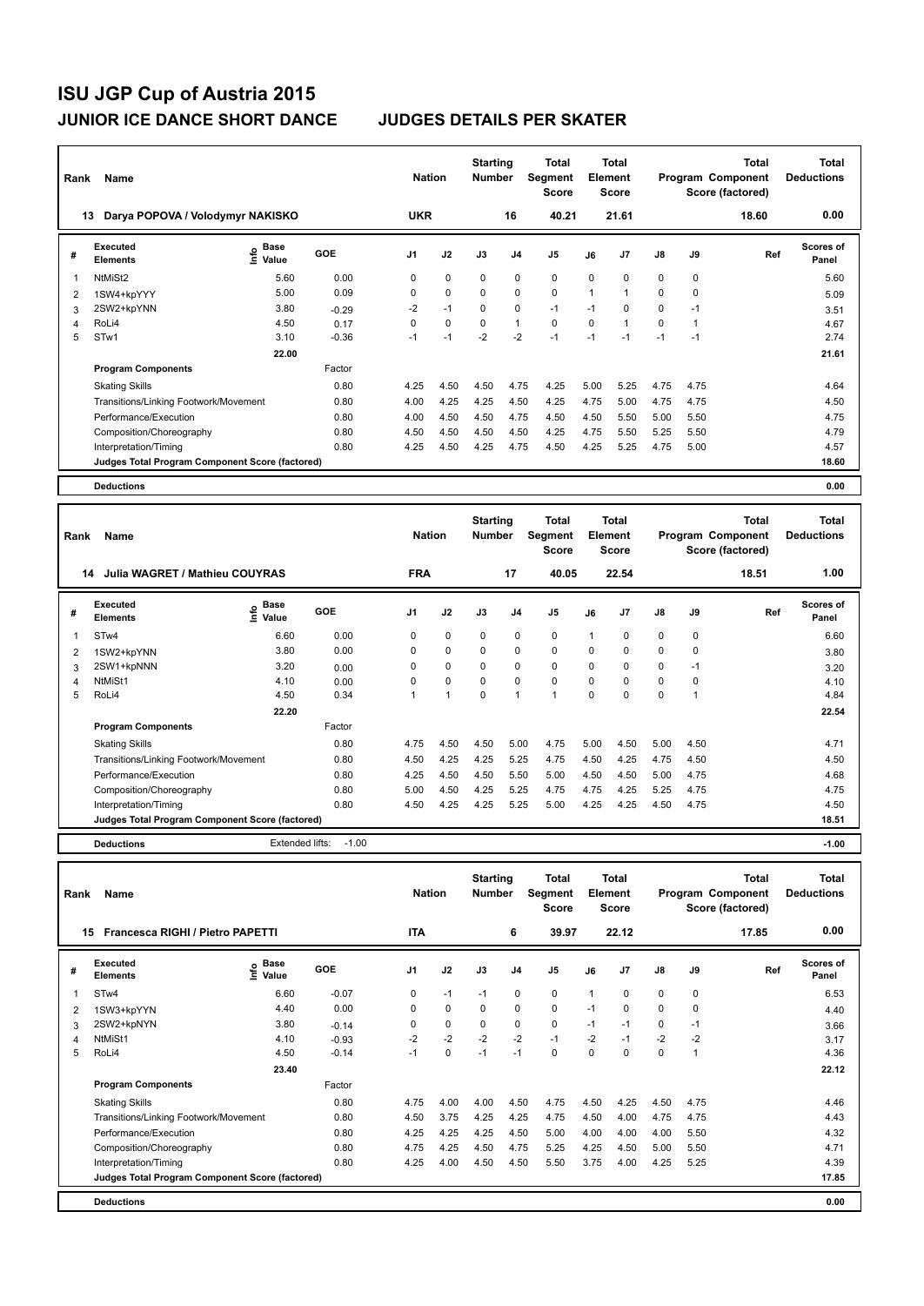# ISU JGP Cup of Austria 2015

## JUNIOR ICE DANCE SHORT DANCE — JUDGES DETAILS PER SKATER

| Rank | Name | Nation | Starting Number | Total Segment Score | Total Element Score | Total Program Component Score (factored) | Total Deductions |
|---|---|---|---|---|---|---|---|
| 13 | Darya POPOVA / Volodymyr NAKISKO | UKR | 16 | 40.21 | 21.61 | 18.60 | 0.00 |

| # | Executed Elements | Info | Base Value | GOE | J1 | J2 | J3 | J4 | J5 | J6 | J7 | J8 | J9 | Ref | Scores of Panel |
|---|---|---|---|---|---|---|---|---|---|---|---|---|---|---|---|
| 1 | NtMiSt2 | | 5.60 | 0.00 | 0 | 0 | 0 | 0 | 0 | 0 | 0 | 0 | 0 | | 5.60 |
| 2 | 1SW4+kpYYY | | 5.00 | 0.09 | 0 | 0 | 0 | 0 | 0 | 1 | 1 | 0 | 0 | | 5.09 |
| 3 | 2SW2+kpYNN | | 3.80 | -0.29 | -2 | -1 | 0 | 0 | -1 | -1 | 0 | 0 | -1 | | 3.51 |
| 4 | RoLi4 | | 4.50 | 0.17 | 0 | 0 | 0 | 1 | 0 | 0 | 1 | 0 | 1 | | 4.67 |
| 5 | STw1 | | 3.10 | -0.36 | -1 | -1 | -2 | -2 | -1 | -1 | -1 | -1 | -1 | | 2.74 |
| | | | 22.00 | | | | | | | | | | | | 21.61 |
| | **Program Components** | | | Factor | | | | | | | | | | | |
| | Skating Skills | | | 0.80 | 4.25 | 4.50 | 4.50 | 4.75 | 4.25 | 5.00 | 5.25 | 4.75 | 4.75 | | 4.64 |
| | Transitions/Linking Footwork/Movement | | | 0.80 | 4.00 | 4.25 | 4.25 | 4.50 | 4.25 | 4.75 | 5.00 | 4.75 | 4.75 | | 4.50 |
| | Performance/Execution | | | 0.80 | 4.00 | 4.50 | 4.50 | 4.75 | 4.50 | 4.50 | 5.50 | 5.00 | 5.50 | | 4.75 |
| | Composition/Choreography | | | 0.80 | 4.50 | 4.50 | 4.50 | 4.50 | 4.25 | 4.75 | 5.50 | 5.25 | 5.50 | | 4.79 |
| | Interpretation/Timing | | | 0.80 | 4.25 | 4.50 | 4.25 | 4.75 | 4.50 | 4.25 | 5.25 | 4.75 | 5.00 | | 4.57 |
| | **Judges Total Program Component Score (factored)** | | | | | | | | | | | | | | 18.60 |
| | **Deductions** | | | | | | | | | | | | | | 0.00 |

| Rank | Name | Nation | Starting Number | Total Segment Score | Total Element Score | Total Program Component Score (factored) | Total Deductions |
|---|---|---|---|---|---|---|---|
| 14 | Julia WAGRET / Mathieu COUYRAS | FRA | 17 | 40.05 | 22.54 | 18.51 | 1.00 |

| # | Executed Elements | Info | Base Value | GOE | J1 | J2 | J3 | J4 | J5 | J6 | J7 | J8 | J9 | Ref | Scores of Panel |
|---|---|---|---|---|---|---|---|---|---|---|---|---|---|---|---|
| 1 | STw4 | | 6.60 | 0.00 | 0 | 0 | 0 | 0 | 0 | 1 | 0 | 0 | 0 | | 6.60 |
| 2 | 1SW2+kpYNN | | 3.80 | 0.00 | 0 | 0 | 0 | 0 | 0 | 0 | 0 | 0 | 0 | | 3.80 |
| 3 | 2SW1+kpNNN | | 3.20 | 0.00 | 0 | 0 | 0 | 0 | 0 | 0 | 0 | 0 | -1 | | 3.20 |
| 4 | NtMiSt1 | | 4.10 | 0.00 | 0 | 0 | 0 | 0 | 0 | 0 | 0 | 0 | 0 | | 4.10 |
| 5 | RoLi4 | | 4.50 | 0.34 | 1 | 1 | 0 | 1 | 1 | 0 | 0 | 0 | 1 | | 4.84 |
| | | | 22.20 | | | | | | | | | | | | 22.54 |
| | **Program Components** | | | Factor | | | | | | | | | | | |
| | Skating Skills | | | 0.80 | 4.75 | 4.50 | 4.50 | 5.00 | 4.75 | 5.00 | 4.50 | 5.00 | 4.50 | | 4.71 |
| | Transitions/Linking Footwork/Movement | | | 0.80 | 4.50 | 4.25 | 4.25 | 5.25 | 4.75 | 4.50 | 4.25 | 4.75 | 4.50 | | 4.50 |
| | Performance/Execution | | | 0.80 | 4.25 | 4.50 | 4.50 | 5.50 | 5.00 | 4.50 | 4.50 | 5.00 | 4.75 | | 4.68 |
| | Composition/Choreography | | | 0.80 | 5.00 | 4.50 | 4.25 | 5.25 | 4.75 | 4.75 | 4.25 | 5.25 | 4.75 | | 4.75 |
| | Interpretation/Timing | | | 0.80 | 4.50 | 4.25 | 4.25 | 5.25 | 5.00 | 4.25 | 4.25 | 4.50 | 4.75 | | 4.50 |
| | **Judges Total Program Component Score (factored)** | | | | | | | | | | | | | | 18.51 |
| | **Deductions** | | Extended lifts: | -1.00 | | | | | | | | | | | -1.00 |

| Rank | Name | Nation | Starting Number | Total Segment Score | Total Element Score | Total Program Component Score (factored) | Total Deductions |
|---|---|---|---|---|---|---|---|
| 15 | Francesca RIGHI / Pietro PAPETTI | ITA | 6 | 39.97 | 22.12 | 17.85 | 0.00 |

| # | Executed Elements | Info | Base Value | GOE | J1 | J2 | J3 | J4 | J5 | J6 | J7 | J8 | J9 | Ref | Scores of Panel |
|---|---|---|---|---|---|---|---|---|---|---|---|---|---|---|---|
| 1 | STw4 | | 6.60 | -0.07 | 0 | -1 | -1 | 0 | 0 | 1 | 0 | 0 | 0 | | 6.53 |
| 2 | 1SW3+kpYYN | | 4.40 | 0.00 | 0 | 0 | 0 | 0 | 0 | -1 | 0 | 0 | 0 | | 4.40 |
| 3 | 2SW2+kpNYN | | 3.80 | -0.14 | 0 | 0 | 0 | 0 | 0 | -1 | -1 | 0 | -1 | | 3.66 |
| 4 | NtMiSt1 | | 4.10 | -0.93 | -2 | -2 | -2 | -2 | -1 | -2 | -1 | -2 | -2 | | 3.17 |
| 5 | RoLi4 | | 4.50 | -0.14 | -1 | 0 | -1 | -1 | 0 | 0 | 0 | 0 | 1 | | 4.36 |
| | | | 23.40 | | | | | | | | | | | | 22.12 |
| | **Program Components** | | | Factor | | | | | | | | | | | |
| | Skating Skills | | | 0.80 | 4.75 | 4.00 | 4.00 | 4.50 | 4.75 | 4.50 | 4.25 | 4.50 | 4.75 | | 4.46 |
| | Transitions/Linking Footwork/Movement | | | 0.80 | 4.50 | 3.75 | 4.25 | 4.25 | 4.75 | 4.50 | 4.00 | 4.75 | 4.75 | | 4.43 |
| | Performance/Execution | | | 0.80 | 4.25 | 4.25 | 4.25 | 4.50 | 5.00 | 4.00 | 4.00 | 4.00 | 5.50 | | 4.32 |
| | Composition/Choreography | | | 0.80 | 4.75 | 4.25 | 4.50 | 4.75 | 5.25 | 4.25 | 4.50 | 5.00 | 5.50 | | 4.71 |
| | Interpretation/Timing | | | 0.80 | 4.25 | 4.00 | 4.50 | 4.50 | 5.50 | 3.75 | 4.00 | 4.25 | 5.25 | | 4.39 |
| | **Judges Total Program Component Score (factored)** | | | | | | | | | | | | | | 17.85 |
| | **Deductions** | | | | | | | | | | | | | | 0.00 |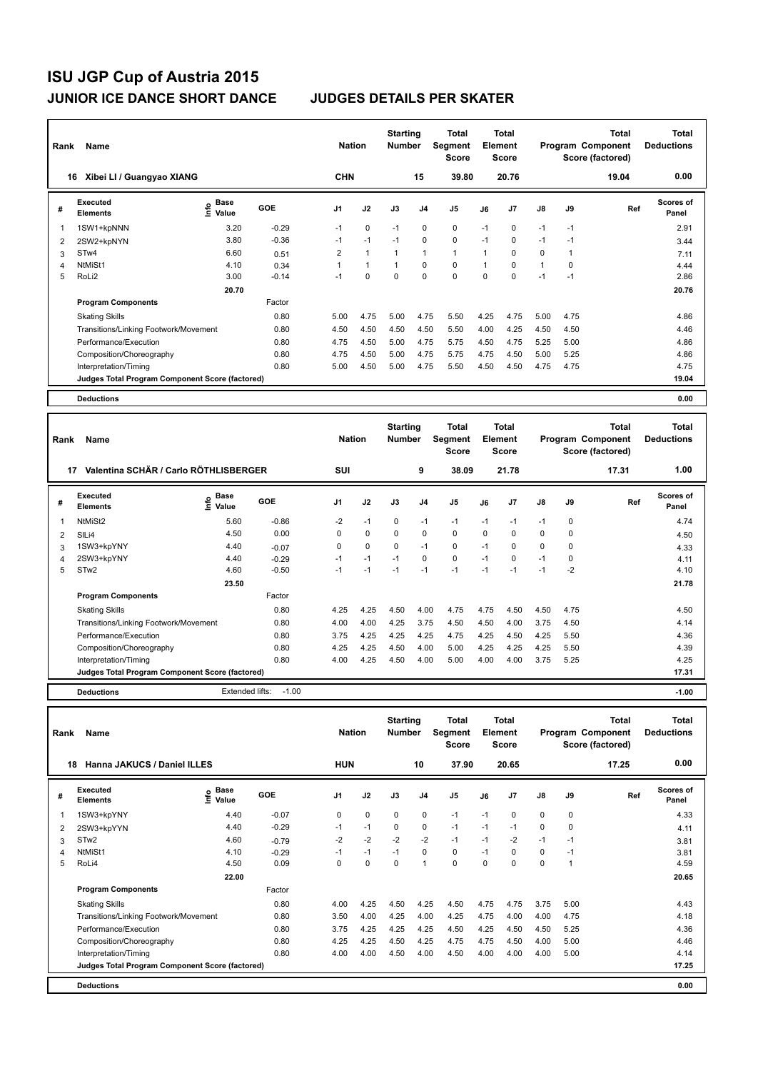# ISU JGP Cup of Austria 2015

## JUNIOR ICE DANCE SHORT DANCE — JUDGES DETAILS PER SKATER

| Rank | Name | Nation | Starting Number | Total Segment Score | Total Element Score | Total Program Component Score (factored) | Total Deductions |
|---|---|---|---|---|---|---|---|
| 16 | Xibei LI / Guangyao XIANG | CHN | 15 | 39.80 | 20.76 | 19.04 | 0.00 |

| # | Executed Elements | Info | Base Value | GOE | J1 | J2 | J3 | J4 | J5 | J6 | J7 | J8 | J9 | Ref | Scores of Panel |
|---|---|---|---|---|---|---|---|---|---|---|---|---|---|---|---|
| 1 | 1SW1+kpNNN | | 3.20 | -0.29 | -1 | 0 | -1 | 0 | 0 | -1 | 0 | -1 | -1 | | 2.91 |
| 2 | 2SW2+kpNYN | | 3.80 | -0.36 | -1 | -1 | -1 | 0 | 0 | -1 | 0 | -1 | -1 | | 3.44 |
| 3 | STw4 | | 6.60 | 0.51 | 2 | 1 | 1 | 1 | 1 | 1 | 0 | 0 | 1 | | 7.11 |
| 4 | NtMiSt1 | | 4.10 | 0.34 | 1 | 1 | 1 | 0 | 0 | 1 | 0 | 1 | 0 | | 4.44 |
| 5 | RoLi2 | | 3.00 | -0.14 | -1 | 0 | 0 | 0 | 0 | 0 | 0 | -1 | -1 | | 2.86 |
| | | | 20.70 | | | | | | | | | | | | 20.76 |

| Program Components | Factor | J1 | J2 | J3 | J4 | J5 | J6 | J7 | J8 | J9 | Ref | Scores of Panel |
|---|---|---|---|---|---|---|---|---|---|---|---|---|
| Skating Skills | 0.80 | 5.00 | 4.75 | 5.00 | 4.75 | 5.50 | 4.25 | 4.75 | 5.00 | 4.75 | | 4.86 |
| Transitions/Linking Footwork/Movement | 0.80 | 4.50 | 4.50 | 4.50 | 4.50 | 5.50 | 4.00 | 4.25 | 4.50 | 4.50 | | 4.46 |
| Performance/Execution | 0.80 | 4.75 | 4.50 | 5.00 | 4.75 | 5.75 | 4.50 | 4.75 | 5.25 | 5.00 | | 4.86 |
| Composition/Choreography | 0.80 | 4.75 | 4.50 | 5.00 | 4.75 | 5.75 | 4.75 | 4.50 | 5.00 | 5.25 | | 4.86 |
| Interpretation/Timing | 0.80 | 5.00 | 4.50 | 5.00 | 4.75 | 5.50 | 4.50 | 4.50 | 4.75 | 4.75 | | 4.75 |
| Judges Total Program Component Score (factored) | | | | | | | | | | | | 19.04 |

| Deductions | | 0.00 |
|---|---|---|

| Rank | Name | Nation | Starting Number | Total Segment Score | Total Element Score | Total Program Component Score (factored) | Total Deductions |
|---|---|---|---|---|---|---|---|
| 17 | Valentina SCHÄR / Carlo RÖTHLISBERGER | SUI | 9 | 38.09 | 21.78 | 17.31 | 1.00 |

| # | Executed Elements | Info | Base Value | GOE | J1 | J2 | J3 | J4 | J5 | J6 | J7 | J8 | J9 | Ref | Scores of Panel |
|---|---|---|---|---|---|---|---|---|---|---|---|---|---|---|---|
| 1 | NtMiSt2 | | 5.60 | -0.86 | -2 | -1 | 0 | -1 | -1 | -1 | -1 | -1 | 0 | | 4.74 |
| 2 | SlLi4 | | 4.50 | 0.00 | 0 | 0 | 0 | 0 | 0 | 0 | 0 | 0 | 0 | | 4.50 |
| 3 | 1SW3+kpYNY | | 4.40 | -0.07 | 0 | 0 | 0 | -1 | 0 | -1 | 0 | 0 | 0 | | 4.33 |
| 4 | 2SW3+kpYNY | | 4.40 | -0.29 | -1 | -1 | -1 | 0 | 0 | -1 | 0 | -1 | 0 | | 4.11 |
| 5 | STw2 | | 4.60 | -0.50 | -1 | -1 | -1 | -1 | -1 | -1 | -1 | -1 | -2 | | 4.10 |
| | | | 23.50 | | | | | | | | | | | | 21.78 |

| Program Components | Factor | J1 | J2 | J3 | J4 | J5 | J6 | J7 | J8 | J9 | Ref | Scores of Panel |
|---|---|---|---|---|---|---|---|---|---|---|---|---|
| Skating Skills | 0.80 | 4.25 | 4.25 | 4.50 | 4.00 | 4.75 | 4.75 | 4.50 | 4.50 | 4.75 | | 4.50 |
| Transitions/Linking Footwork/Movement | 0.80 | 4.00 | 4.00 | 4.25 | 3.75 | 4.50 | 4.50 | 4.00 | 3.75 | 4.50 | | 4.14 |
| Performance/Execution | 0.80 | 3.75 | 4.25 | 4.25 | 4.25 | 4.75 | 4.25 | 4.50 | 4.25 | 5.50 | | 4.36 |
| Composition/Choreography | 0.80 | 4.25 | 4.25 | 4.50 | 4.00 | 5.00 | 4.25 | 4.25 | 4.25 | 5.50 | | 4.39 |
| Interpretation/Timing | 0.80 | 4.00 | 4.25 | 4.50 | 4.00 | 5.00 | 4.00 | 4.00 | 3.75 | 5.25 | | 4.25 |
| Judges Total Program Component Score (factored) | | | | | | | | | | | | 17.31 |

| Deductions | Extended lifts: -1.00 | -1.00 |
|---|---|---|

| Rank | Name | Nation | Starting Number | Total Segment Score | Total Element Score | Total Program Component Score (factored) | Total Deductions |
|---|---|---|---|---|---|---|---|
| 18 | Hanna JAKUCS / Daniel ILLES | HUN | 10 | 37.90 | 20.65 | 17.25 | 0.00 |

| # | Executed Elements | Info | Base Value | GOE | J1 | J2 | J3 | J4 | J5 | J6 | J7 | J8 | J9 | Ref | Scores of Panel |
|---|---|---|---|---|---|---|---|---|---|---|---|---|---|---|---|
| 1 | 1SW3+kpYNY | | 4.40 | -0.07 | 0 | 0 | 0 | 0 | -1 | -1 | 0 | 0 | 0 | | 4.33 |
| 2 | 2SW3+kpYYN | | 4.40 | -0.29 | -1 | -1 | 0 | 0 | -1 | -1 | -1 | 0 | 0 | | 4.11 |
| 3 | STw2 | | 4.60 | -0.79 | -2 | -2 | -2 | -2 | -1 | -1 | -2 | -1 | -1 | | 3.81 |
| 4 | NtMiSt1 | | 4.10 | -0.29 | -1 | -1 | -1 | 0 | 0 | -1 | 0 | 0 | -1 | | 3.81 |
| 5 | RoLi4 | | 4.50 | 0.09 | 0 | 0 | 0 | 1 | 0 | 0 | 0 | 0 | 1 | | 4.59 |
| | | | 22.00 | | | | | | | | | | | | 20.65 |

| Program Components | Factor | J1 | J2 | J3 | J4 | J5 | J6 | J7 | J8 | J9 | Ref | Scores of Panel |
|---|---|---|---|---|---|---|---|---|---|---|---|---|
| Skating Skills | 0.80 | 4.00 | 4.25 | 4.50 | 4.25 | 4.50 | 4.75 | 4.75 | 3.75 | 5.00 | | 4.43 |
| Transitions/Linking Footwork/Movement | 0.80 | 3.50 | 4.00 | 4.25 | 4.00 | 4.25 | 4.75 | 4.00 | 4.00 | 4.75 | | 4.18 |
| Performance/Execution | 0.80 | 3.75 | 4.25 | 4.25 | 4.25 | 4.50 | 4.25 | 4.50 | 4.50 | 5.25 | | 4.36 |
| Composition/Choreography | 0.80 | 4.25 | 4.25 | 4.50 | 4.25 | 4.75 | 4.75 | 4.50 | 4.00 | 5.00 | | 4.46 |
| Interpretation/Timing | 0.80 | 4.00 | 4.00 | 4.50 | 4.00 | 4.50 | 4.00 | 4.00 | 4.00 | 5.00 | | 4.14 |
| Judges Total Program Component Score (factored) | | | | | | | | | | | | 17.25 |

| Deductions | | 0.00 |
|---|---|---|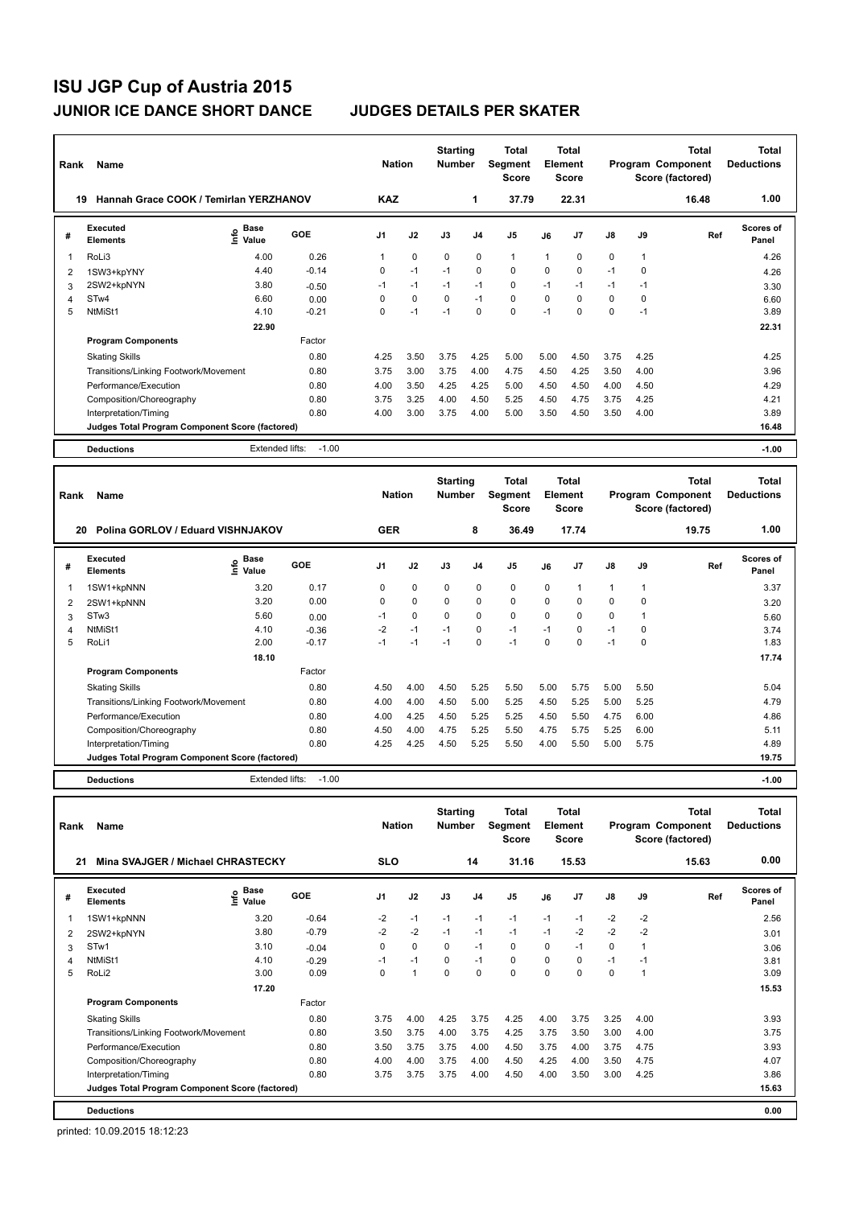# ISU JGP Cup of Austria 2015

## JUNIOR ICE DANCE SHORT DANCE — JUDGES DETAILS PER SKATER

| Rank | Name | Nation | Starting Number | Total Segment Score | Total Element Score | Total Program Component Score (factored) | Total Deductions |
|---|---|---|---|---|---|---|---|
| 19 | Hannah Grace COOK / Temirlan YERZHANOV | KAZ | 1 | 37.79 | 22.31 | 16.48 | 1.00 |

| # | Executed Elements | Info | Base Value | GOE | J1 | J2 | J3 | J4 | J5 | J6 | J7 | J8 | J9 | Ref | Scores of Panel |
|---|---|---|---|---|---|---|---|---|---|---|---|---|---|---|---|
| 1 | RoLi3 | | 4.00 | 0.26 | 1 | 0 | 0 | 0 | 1 | 1 | 0 | 0 | 1 | | 4.26 |
| 2 | 1SW3+kpYNY | | 4.40 | -0.14 | 0 | -1 | -1 | 0 | 0 | 0 | 0 | -1 | 0 | | 4.26 |
| 3 | 2SW2+kpNYN | | 3.80 | -0.50 | -1 | -1 | -1 | -1 | 0 | -1 | -1 | -1 | -1 | | 3.30 |
| 4 | STw4 | | 6.60 | 0.00 | 0 | 0 | 0 | -1 | 0 | 0 | 0 | 0 | 0 | | 6.60 |
| 5 | NtMiSt1 | | 4.10 | -0.21 | 0 | -1 | -1 | 0 | 0 | -1 | 0 | 0 | -1 | | 3.89 |
| | | | 22.90 | | | | | | | | | | | | 22.31 |

| Program Components | Factor | J1 | J2 | J3 | J4 | J5 | J6 | J7 | J8 | J9 | Scores of Panel |
|---|---|---|---|---|---|---|---|---|---|---|---|
| Skating Skills | 0.80 | 4.25 | 3.50 | 3.75 | 4.25 | 5.00 | 5.00 | 4.50 | 3.75 | 4.25 | 4.25 |
| Transitions/Linking Footwork/Movement | 0.80 | 3.75 | 3.00 | 3.75 | 4.00 | 4.75 | 4.50 | 4.25 | 3.50 | 4.00 | 3.96 |
| Performance/Execution | 0.80 | 4.00 | 3.50 | 4.25 | 4.25 | 5.00 | 4.50 | 4.50 | 4.00 | 4.50 | 4.29 |
| Composition/Choreography | 0.80 | 3.75 | 3.25 | 4.00 | 4.50 | 5.25 | 4.50 | 4.75 | 3.75 | 4.25 | 4.21 |
| Interpretation/Timing | 0.80 | 4.00 | 3.00 | 3.75 | 4.00 | 5.00 | 3.50 | 4.50 | 3.50 | 4.00 | 3.89 |
| Judges Total Program Component Score (factored) | | | | | | | | | | | 16.48 |

**Deductions** Extended lifts: -1.00 — **-1.00**

| Rank | Name | Nation | Starting Number | Total Segment Score | Total Element Score | Total Program Component Score (factored) | Total Deductions |
|---|---|---|---|---|---|---|---|
| 20 | Polina GORLOV / Eduard VISHNJAKOV | GER | 8 | 36.49 | 17.74 | 19.75 | 1.00 |

| # | Executed Elements | Info | Base Value | GOE | J1 | J2 | J3 | J4 | J5 | J6 | J7 | J8 | J9 | Ref | Scores of Panel |
|---|---|---|---|---|---|---|---|---|---|---|---|---|---|---|---|
| 1 | 1SW1+kpNNN | | 3.20 | 0.17 | 0 | 0 | 0 | 0 | 0 | 0 | 1 | 1 | 1 | | 3.37 |
| 2 | 2SW1+kpNNN | | 3.20 | 0.00 | 0 | 0 | 0 | 0 | 0 | 0 | 0 | 0 | 0 | | 3.20 |
| 3 | STw3 | | 5.60 | 0.00 | -1 | 0 | 0 | 0 | 0 | 0 | 0 | 0 | 1 | | 5.60 |
| 4 | NtMiSt1 | | 4.10 | -0.36 | -2 | -1 | -1 | 0 | -1 | -1 | 0 | -1 | 0 | | 3.74 |
| 5 | RoLi1 | | 2.00 | -0.17 | -1 | -1 | -1 | 0 | -1 | 0 | 0 | -1 | 0 | | 1.83 |
| | | | 18.10 | | | | | | | | | | | | 17.74 |

| Program Components | Factor | J1 | J2 | J3 | J4 | J5 | J6 | J7 | J8 | J9 | Scores of Panel |
|---|---|---|---|---|---|---|---|---|---|---|---|
| Skating Skills | 0.80 | 4.50 | 4.00 | 4.50 | 5.25 | 5.50 | 5.00 | 5.75 | 5.00 | 5.50 | 5.04 |
| Transitions/Linking Footwork/Movement | 0.80 | 4.00 | 4.00 | 4.50 | 5.00 | 5.25 | 4.50 | 5.25 | 5.00 | 5.25 | 4.79 |
| Performance/Execution | 0.80 | 4.00 | 4.25 | 4.50 | 5.25 | 5.25 | 4.50 | 5.50 | 4.75 | 6.00 | 4.86 |
| Composition/Choreography | 0.80 | 4.50 | 4.00 | 4.75 | 5.25 | 5.50 | 4.75 | 5.75 | 5.25 | 6.00 | 5.11 |
| Interpretation/Timing | 0.80 | 4.25 | 4.25 | 4.50 | 5.25 | 5.50 | 4.00 | 5.50 | 5.00 | 5.75 | 4.89 |
| Judges Total Program Component Score (factored) | | | | | | | | | | | 19.75 |

**Deductions** Extended lifts: -1.00 — **-1.00**

| Rank | Name | Nation | Starting Number | Total Segment Score | Total Element Score | Total Program Component Score (factored) | Total Deductions |
|---|---|---|---|---|---|---|---|
| 21 | Mina SVAJGER / Michael CHRASTECKY | SLO | 14 | 31.16 | 15.53 | 15.63 | 0.00 |

| # | Executed Elements | Info | Base Value | GOE | J1 | J2 | J3 | J4 | J5 | J6 | J7 | J8 | J9 | Ref | Scores of Panel |
|---|---|---|---|---|---|---|---|---|---|---|---|---|---|---|---|
| 1 | 1SW1+kpNNN | | 3.20 | -0.64 | -2 | -1 | -1 | -1 | -1 | -1 | -1 | -2 | -2 | | 2.56 |
| 2 | 2SW2+kpNYN | | 3.80 | -0.79 | -2 | -2 | -1 | -1 | -1 | -1 | -2 | -2 | -2 | | 3.01 |
| 3 | STw1 | | 3.10 | -0.04 | 0 | 0 | 0 | -1 | 0 | 0 | -1 | 0 | 1 | | 3.06 |
| 4 | NtMiSt1 | | 4.10 | -0.29 | -1 | -1 | 0 | -1 | 0 | 0 | 0 | -1 | -1 | | 3.81 |
| 5 | RoLi2 | | 3.00 | 0.09 | 0 | 1 | 0 | 0 | 0 | 0 | 0 | 0 | 1 | | 3.09 |
| | | | 17.20 | | | | | | | | | | | | 15.53 |

| Program Components | Factor | J1 | J2 | J3 | J4 | J5 | J6 | J7 | J8 | J9 | Scores of Panel |
|---|---|---|---|---|---|---|---|---|---|---|---|
| Skating Skills | 0.80 | 3.75 | 4.00 | 4.25 | 3.75 | 4.25 | 4.00 | 3.75 | 3.25 | 4.00 | 3.93 |
| Transitions/Linking Footwork/Movement | 0.80 | 3.50 | 3.75 | 4.00 | 3.75 | 4.25 | 3.75 | 3.50 | 3.00 | 4.00 | 3.75 |
| Performance/Execution | 0.80 | 3.50 | 3.75 | 3.75 | 4.00 | 4.50 | 3.75 | 4.00 | 3.75 | 4.75 | 3.93 |
| Composition/Choreography | 0.80 | 4.00 | 4.00 | 3.75 | 4.00 | 4.50 | 4.25 | 4.00 | 3.50 | 4.75 | 4.07 |
| Interpretation/Timing | 0.80 | 3.75 | 3.75 | 3.75 | 4.00 | 4.50 | 4.00 | 3.50 | 3.00 | 4.25 | 3.86 |
| Judges Total Program Component Score (factored) | | | | | | | | | | | 15.63 |

**Deductions** — **0.00**

printed: 10.09.2015 18:12:23